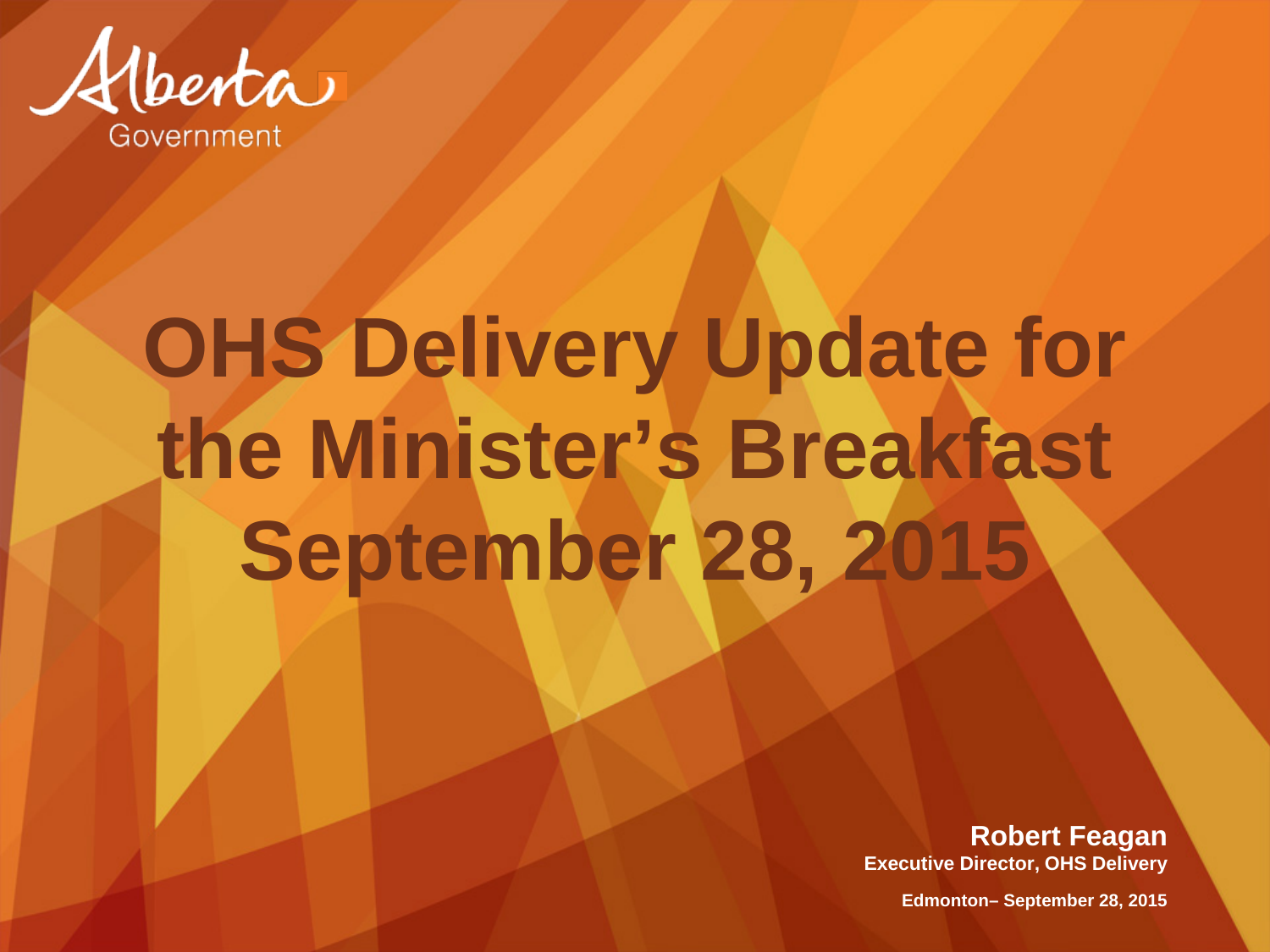Alberta Government

# OHS Delivery Update for the Minister's Breakfast September 28, 2015

**Robert Feagan**
**Executive Director, OHS Delivery**

**Edmonton– September 28, 2015**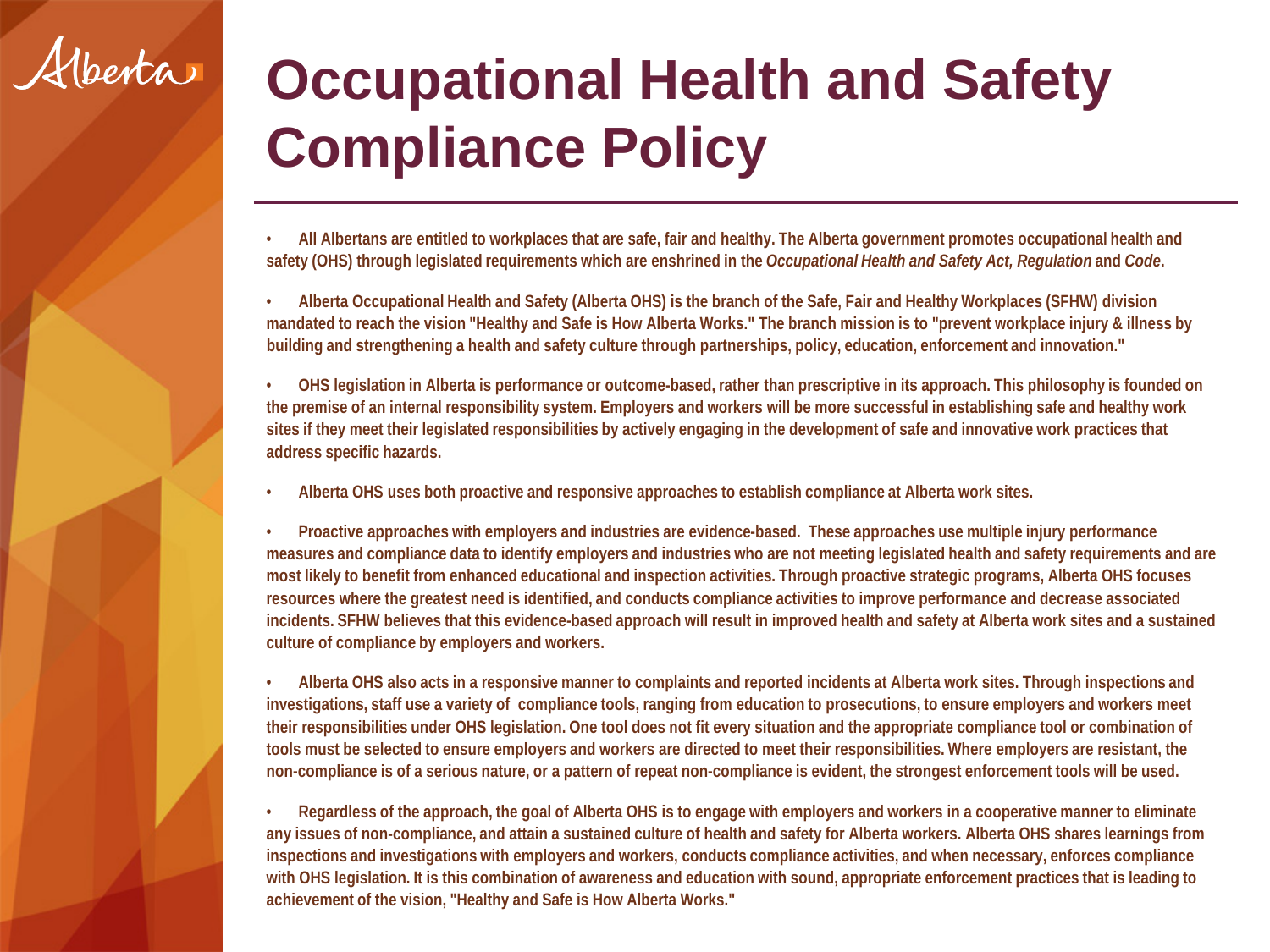# Occupational Health and Safety Compliance Policy

- All Albertans are entitled to workplaces that are safe, fair and healthy. The Alberta government promotes occupational health and safety (OHS) through legislated requirements which are enshrined in the *Occupational Health and Safety Act, Regulation* and *Code*.

- Alberta Occupational Health and Safety (Alberta OHS) is the branch of the Safe, Fair and Healthy Workplaces (SFHW) division mandated to reach the vision "Healthy and Safe is How Alberta Works." The branch mission is to "prevent workplace injury & illness by building and strengthening a health and safety culture through partnerships, policy, education, enforcement and innovation."

- OHS legislation in Alberta is performance or outcome-based, rather than prescriptive in its approach. This philosophy is founded on the premise of an internal responsibility system. Employers and workers will be more successful in establishing safe and healthy work sites if they meet their legislated responsibilities by actively engaging in the development of safe and innovative work practices that address specific hazards.

- Alberta OHS uses both proactive and responsive approaches to establish compliance at Alberta work sites.

- Proactive approaches with employers and industries are evidence-based. These approaches use multiple injury performance measures and compliance data to identify employers and industries who are not meeting legislated health and safety requirements and are most likely to benefit from enhanced educational and inspection activities. Through proactive strategic programs, Alberta OHS focuses resources where the greatest need is identified, and conducts compliance activities to improve performance and decrease associated incidents. SFHW believes that this evidence-based approach will result in improved health and safety at Alberta work sites and a sustained culture of compliance by employers and workers.

- Alberta OHS also acts in a responsive manner to complaints and reported incidents at Alberta work sites. Through inspections and investigations, staff use a variety of compliance tools, ranging from education to prosecutions, to ensure employers and workers meet their responsibilities under OHS legislation. One tool does not fit every situation and the appropriate compliance tool or combination of tools must be selected to ensure employers and workers are directed to meet their responsibilities. Where employers are resistant, the non-compliance is of a serious nature, or a pattern of repeat non-compliance is evident, the strongest enforcement tools will be used.

- Regardless of the approach, the goal of Alberta OHS is to engage with employers and workers in a cooperative manner to eliminate any issues of non-compliance, and attain a sustained culture of health and safety for Alberta workers. Alberta OHS shares learnings from inspections and investigations with employers and workers, conducts compliance activities, and when necessary, enforces compliance with OHS legislation. It is this combination of awareness and education with sound, appropriate enforcement practices that is leading to achievement of the vision, "Healthy and Safe is How Alberta Works."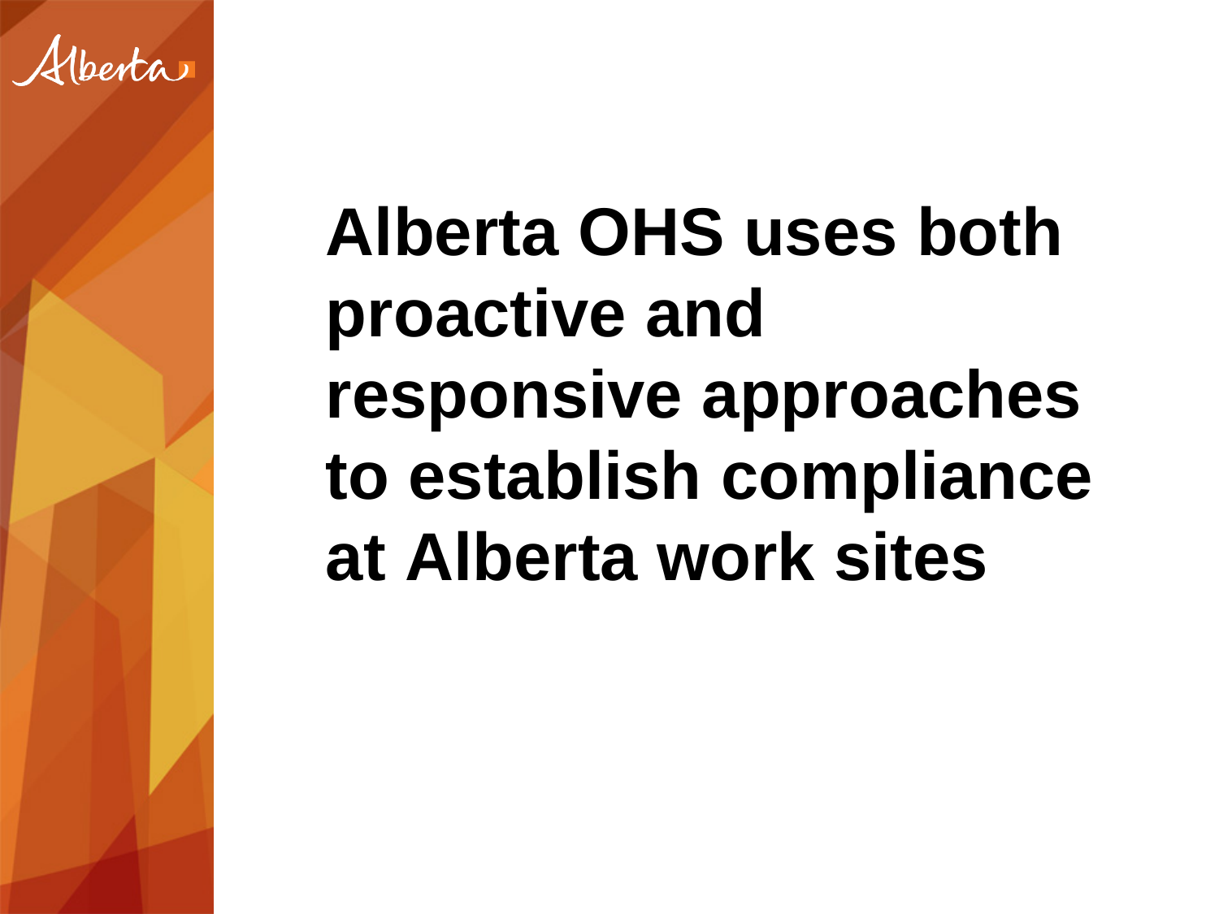# Alberta OHS uses both proactive and responsive approaches to establish compliance at Alberta work sites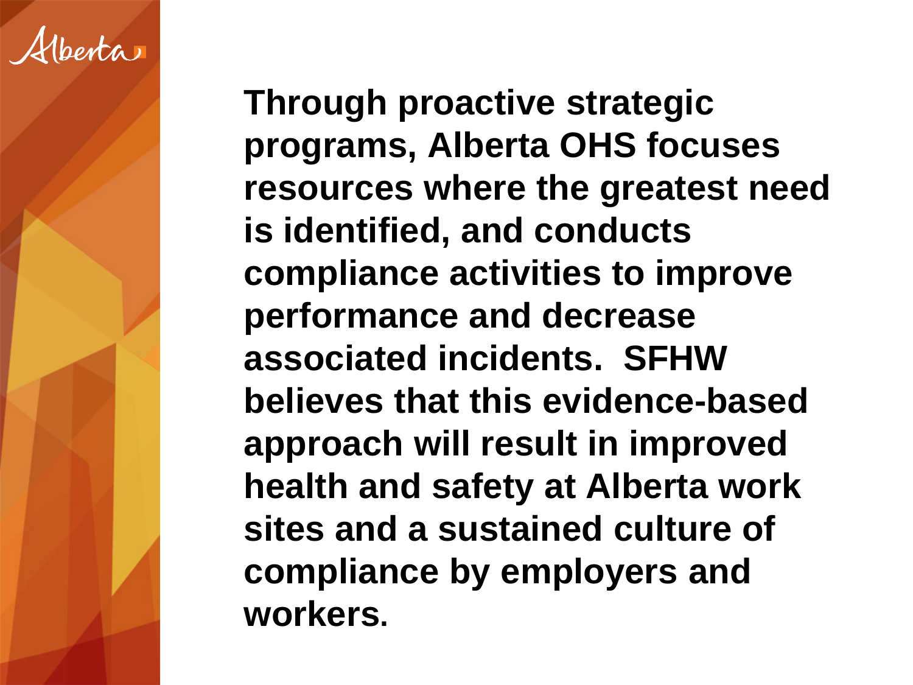**Through proactive strategic programs, Alberta OHS focuses resources where the greatest need is identified, and conducts compliance activities to improve performance and decrease associated incidents. SFHW believes that this evidence-based approach will result in improved health and safety at Alberta work sites and a sustained culture of compliance by employers and workers.**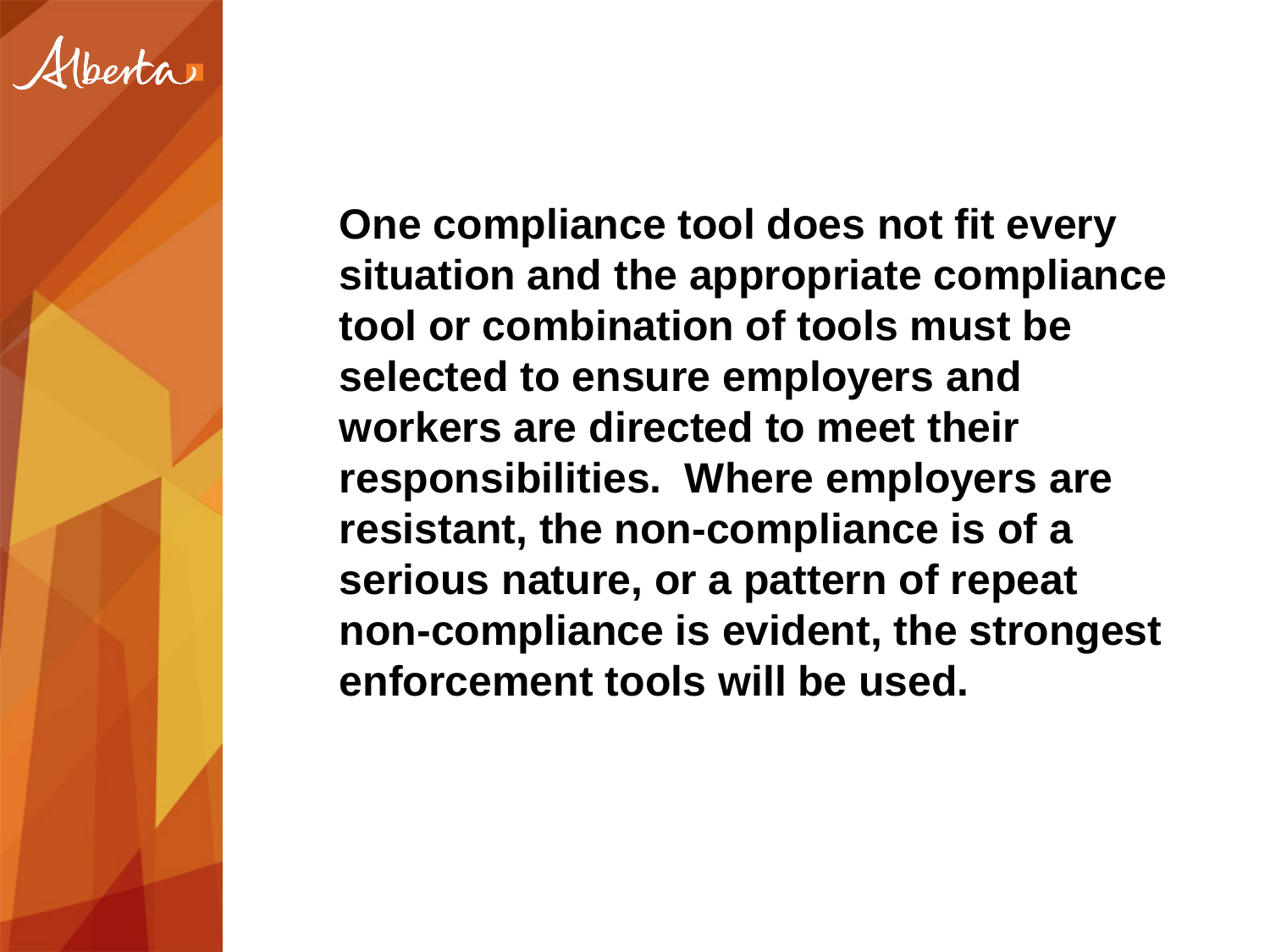**One compliance tool does not fit every situation and the appropriate compliance tool or combination of tools must be selected to ensure employers and workers are directed to meet their responsibilities. Where employers are resistant, the non-compliance is of a serious nature, or a pattern of repeat non-compliance is evident, the strongest enforcement tools will be used.**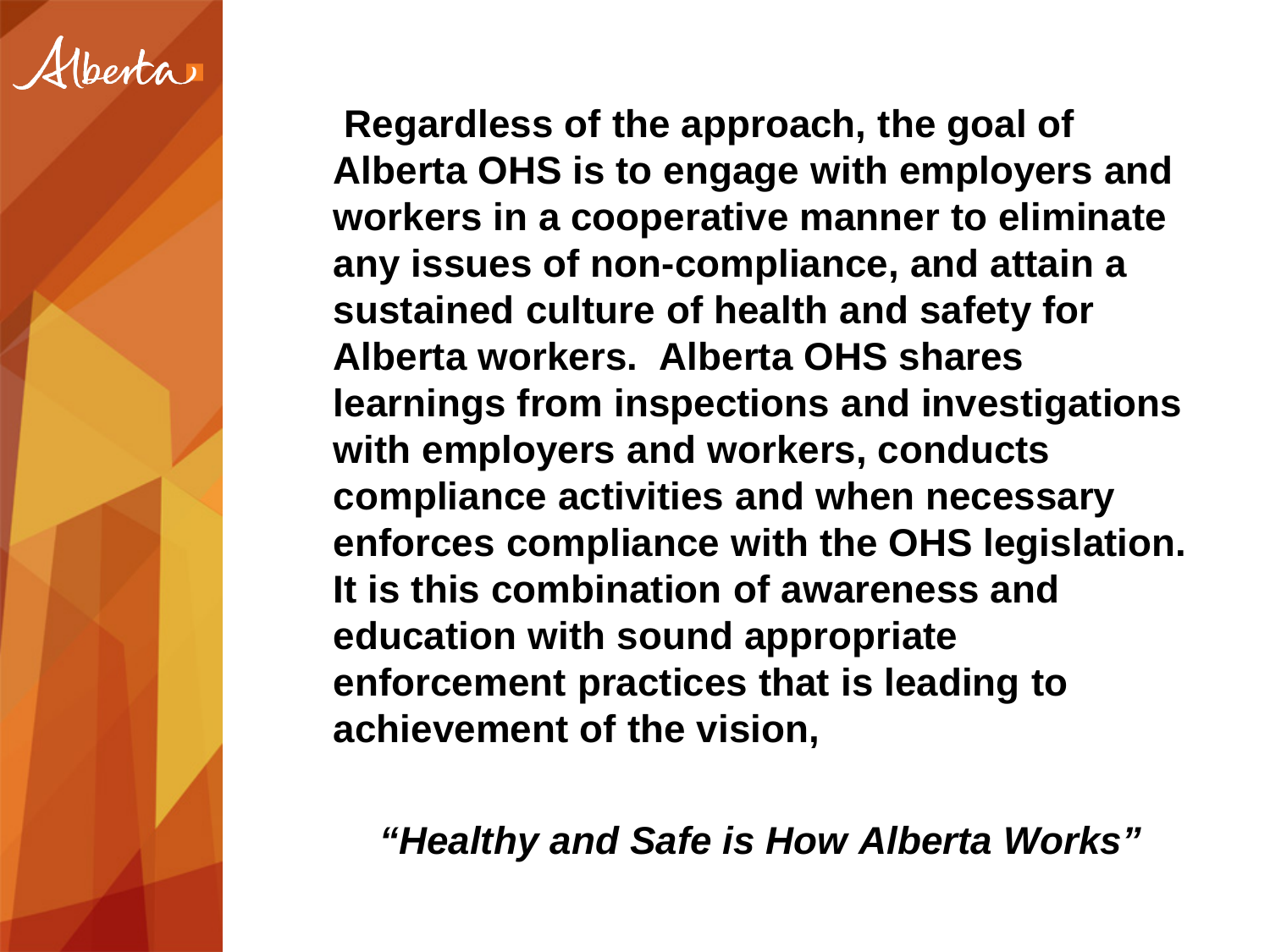**Regardless of the approach, the goal of Alberta OHS is to engage with employers and workers in a cooperative manner to eliminate any issues of non-compliance, and attain a sustained culture of health and safety for Alberta workers. Alberta OHS shares learnings from inspections and investigations with employers and workers, conducts compliance activities and when necessary enforces compliance with the OHS legislation. It is this combination of awareness and education with sound appropriate enforcement practices that is leading to achievement of the vision,**

***"Healthy and Safe is How Alberta Works"***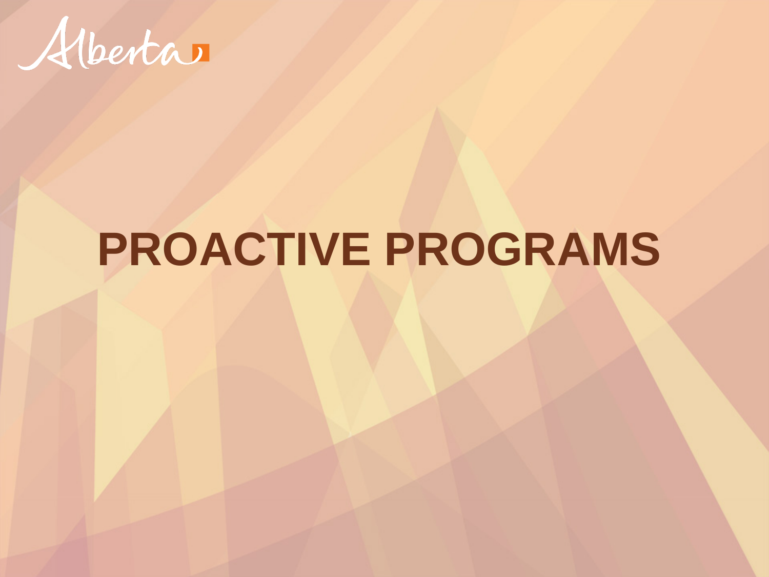# PROACTIVE PROGRAMS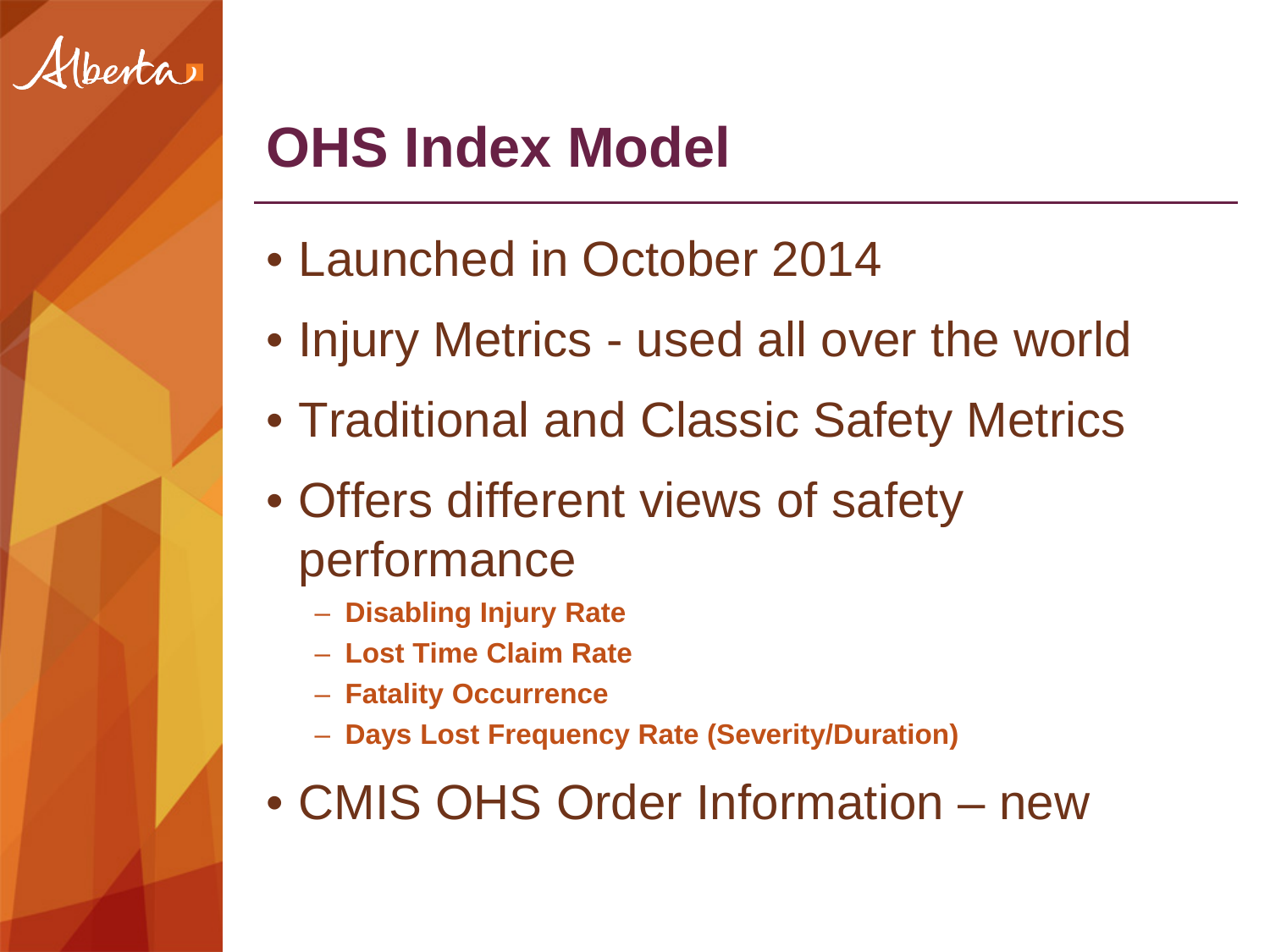# OHS Index Model

- Launched in October 2014
- Injury Metrics - used all over the world
- Traditional and Classic Safety Metrics
- Offers different views of safety performance
  - **Disabling Injury Rate**
  - **Lost Time Claim Rate**
  - **Fatality Occurrence**
  - **Days Lost Frequency Rate (Severity/Duration)**
- CMIS OHS Order Information – new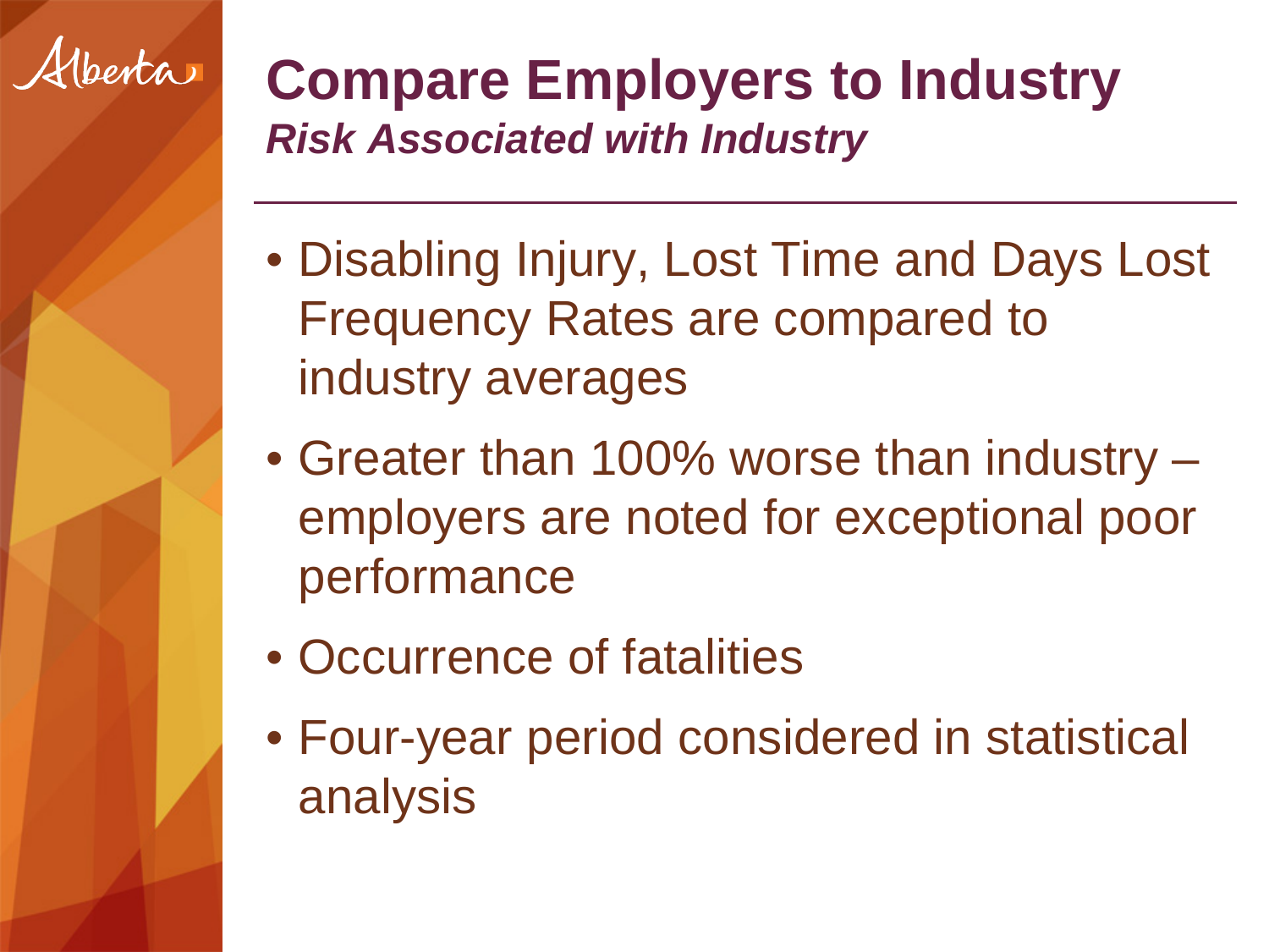# Compare Employers to Industry

***Risk Associated with Industry***

- Disabling Injury, Lost Time and Days Lost Frequency Rates are compared to industry averages
- Greater than 100% worse than industry – employers are noted for exceptional poor performance
- Occurrence of fatalities
- Four-year period considered in statistical analysis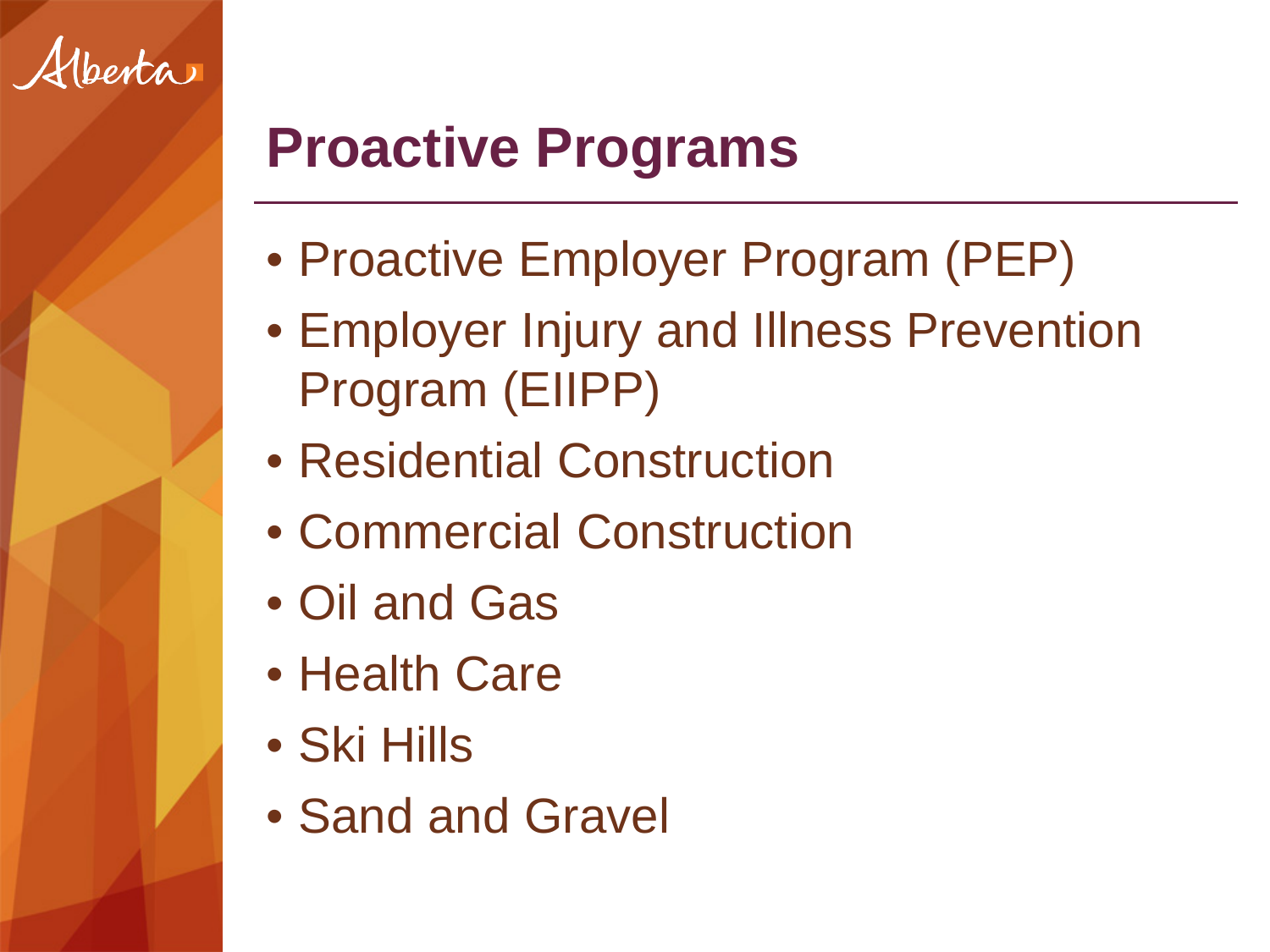# Proactive Programs

- Proactive Employer Program (PEP)
- Employer Injury and Illness Prevention Program (EIIPP)
- Residential Construction
- Commercial Construction
- Oil and Gas
- Health Care
- Ski Hills
- Sand and Gravel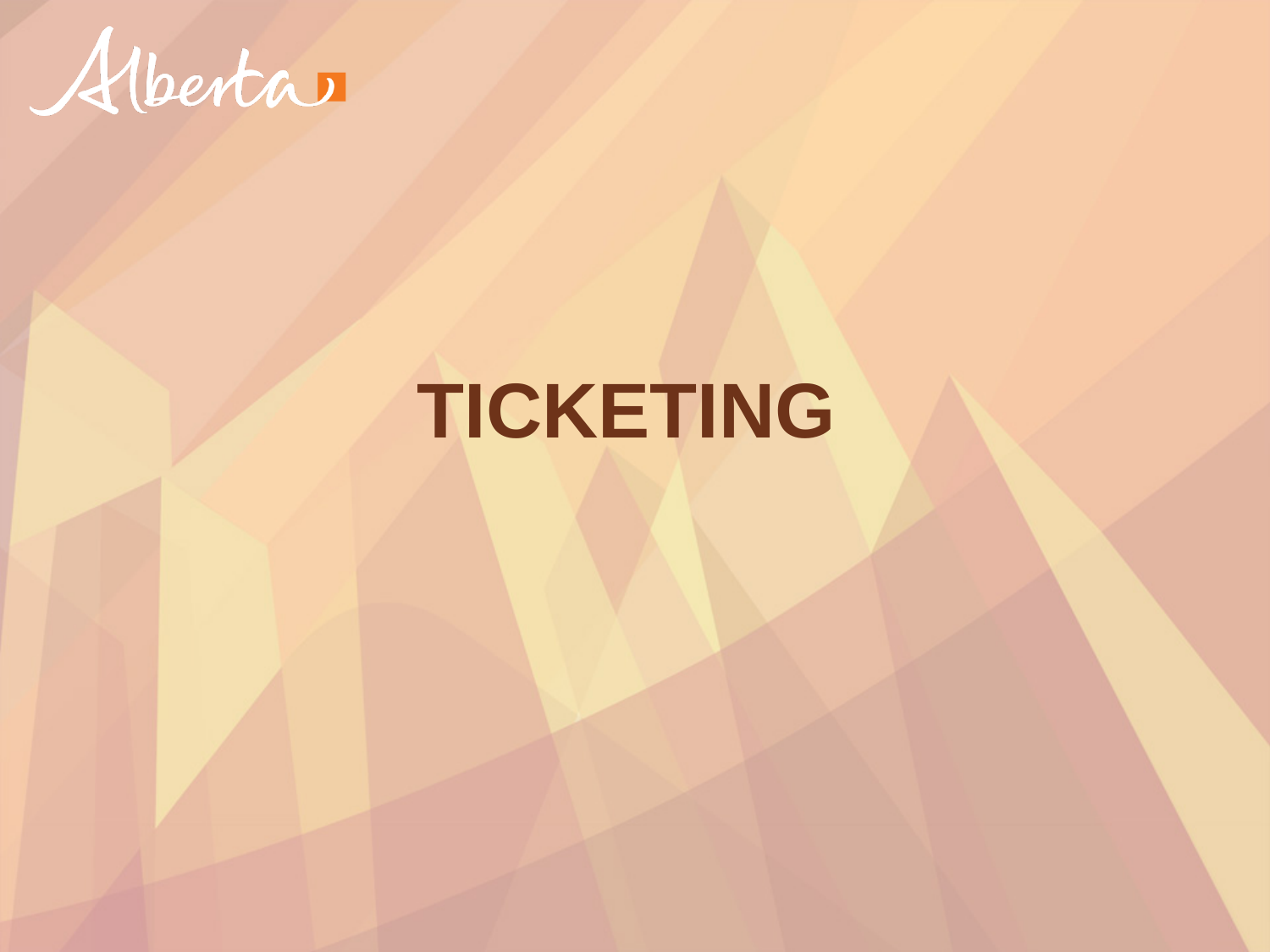# TICKETING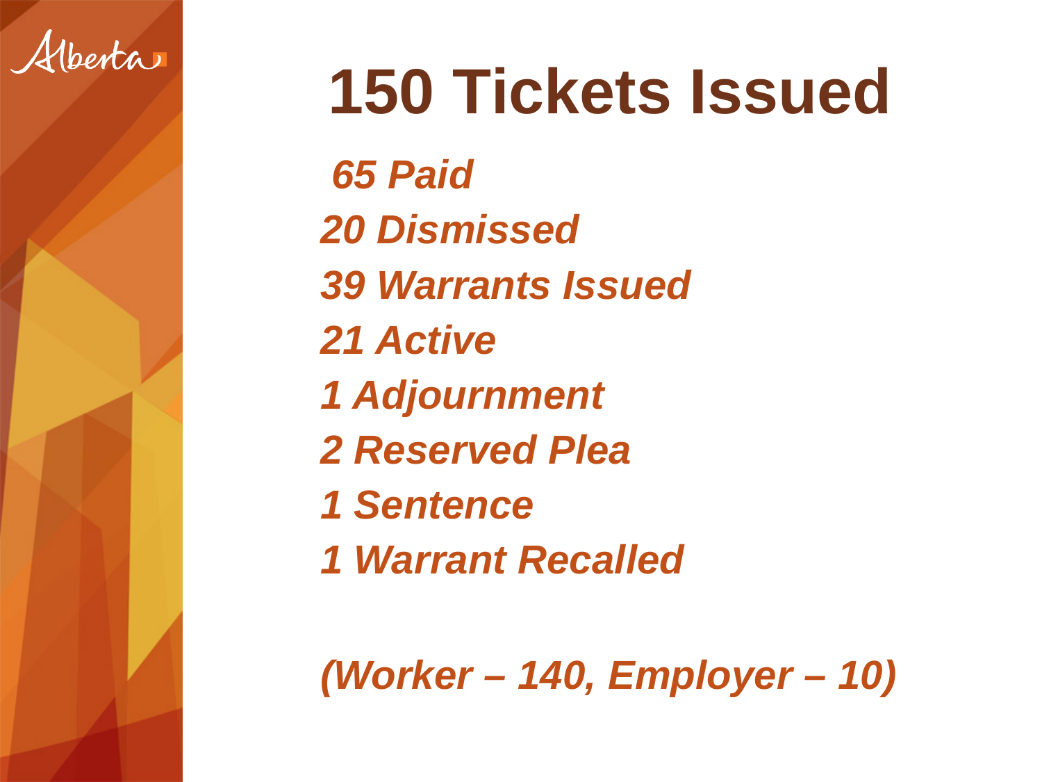# 150 Tickets Issued

*65 Paid*

*20 Dismissed*

*39 Warrants Issued*

*21 Active*

*1 Adjournment*

*2 Reserved Plea*

*1 Sentence*

*1 Warrant Recalled*

*(Worker – 140, Employer – 10)*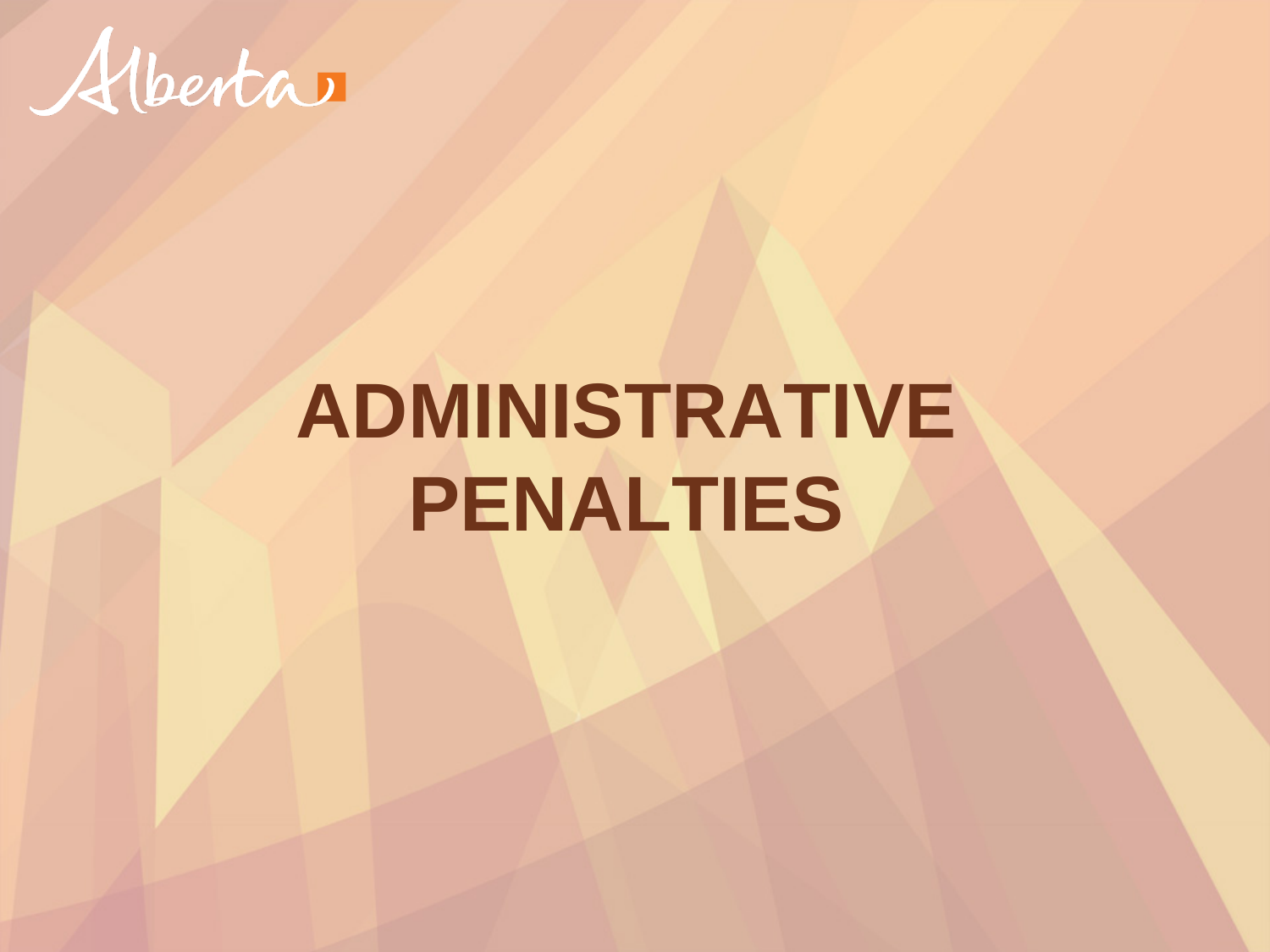# ADMINISTRATIVE PENALTIES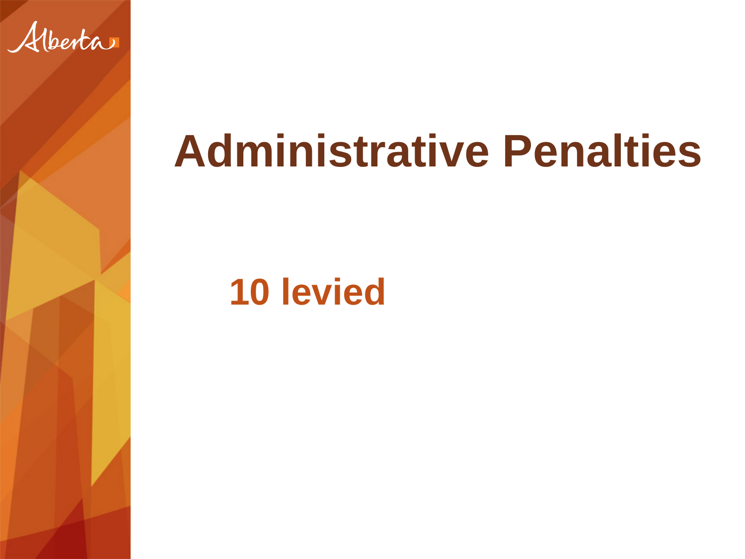# Administrative Penalties

**10 levied**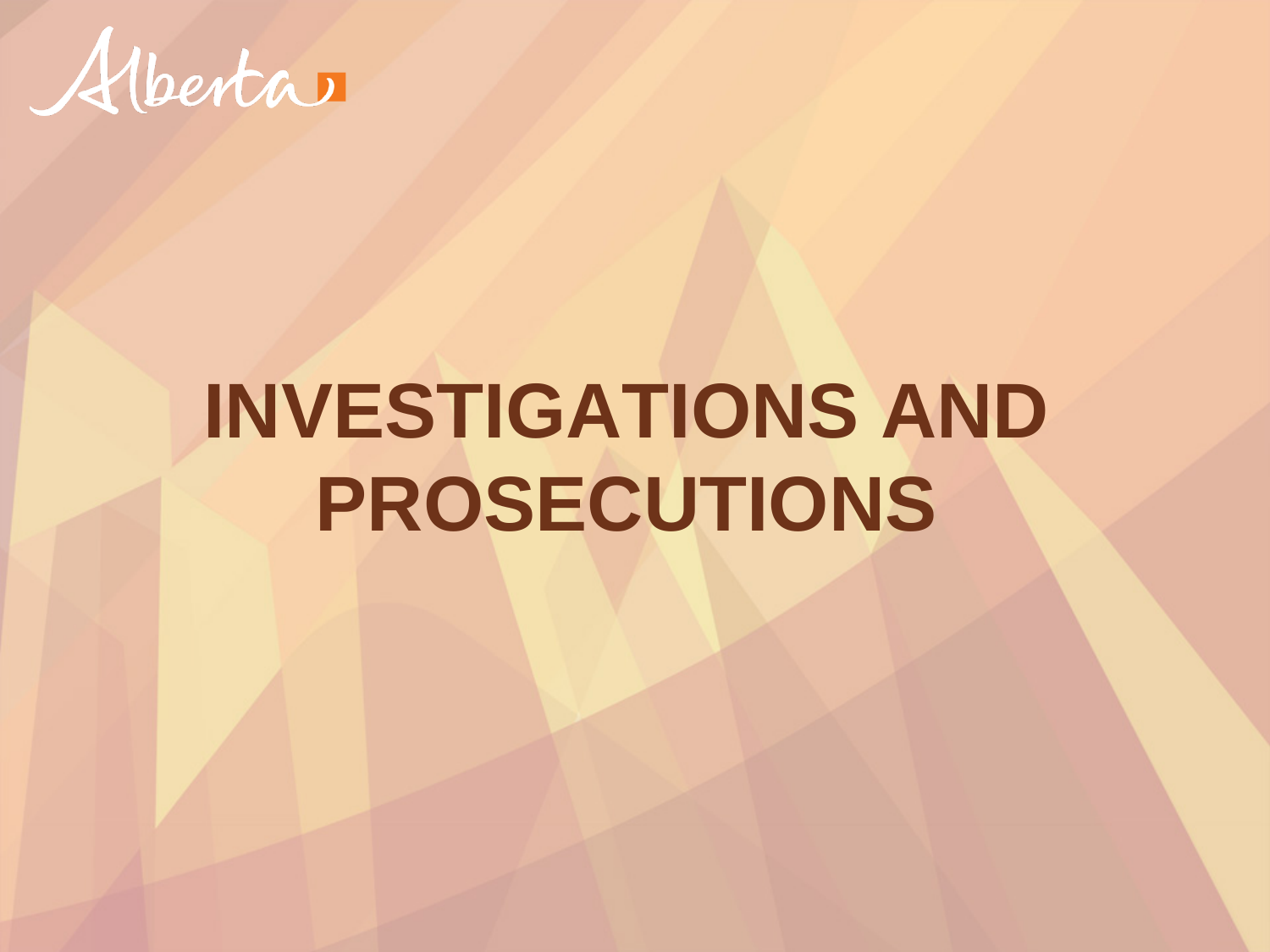# INVESTIGATIONS AND PROSECUTIONS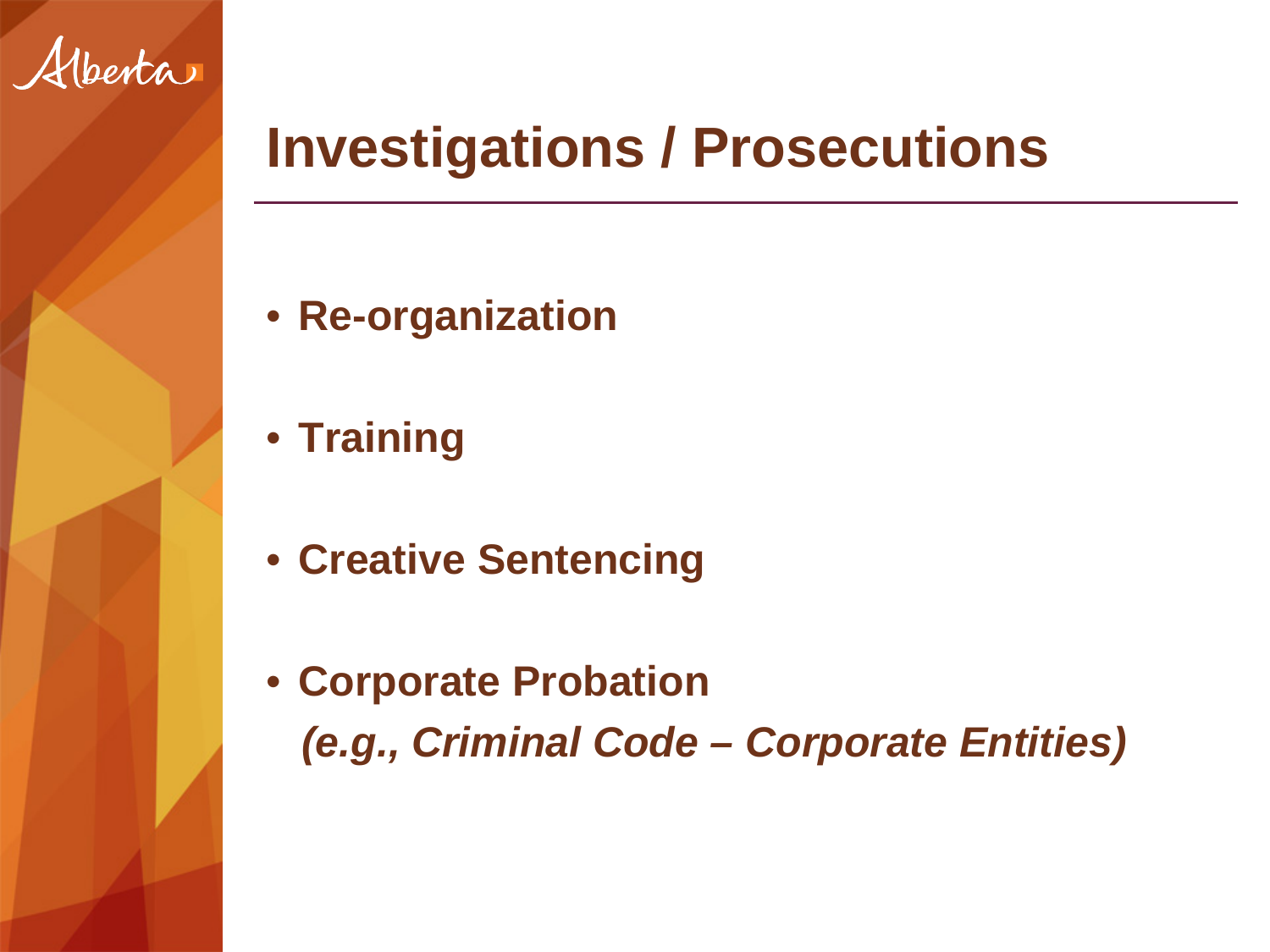# Investigations / Prosecutions

- **Re-organization**
- **Training**
- **Creative Sentencing**
- **Corporate Probation**
  ***(e.g., Criminal Code – Corporate Entities)***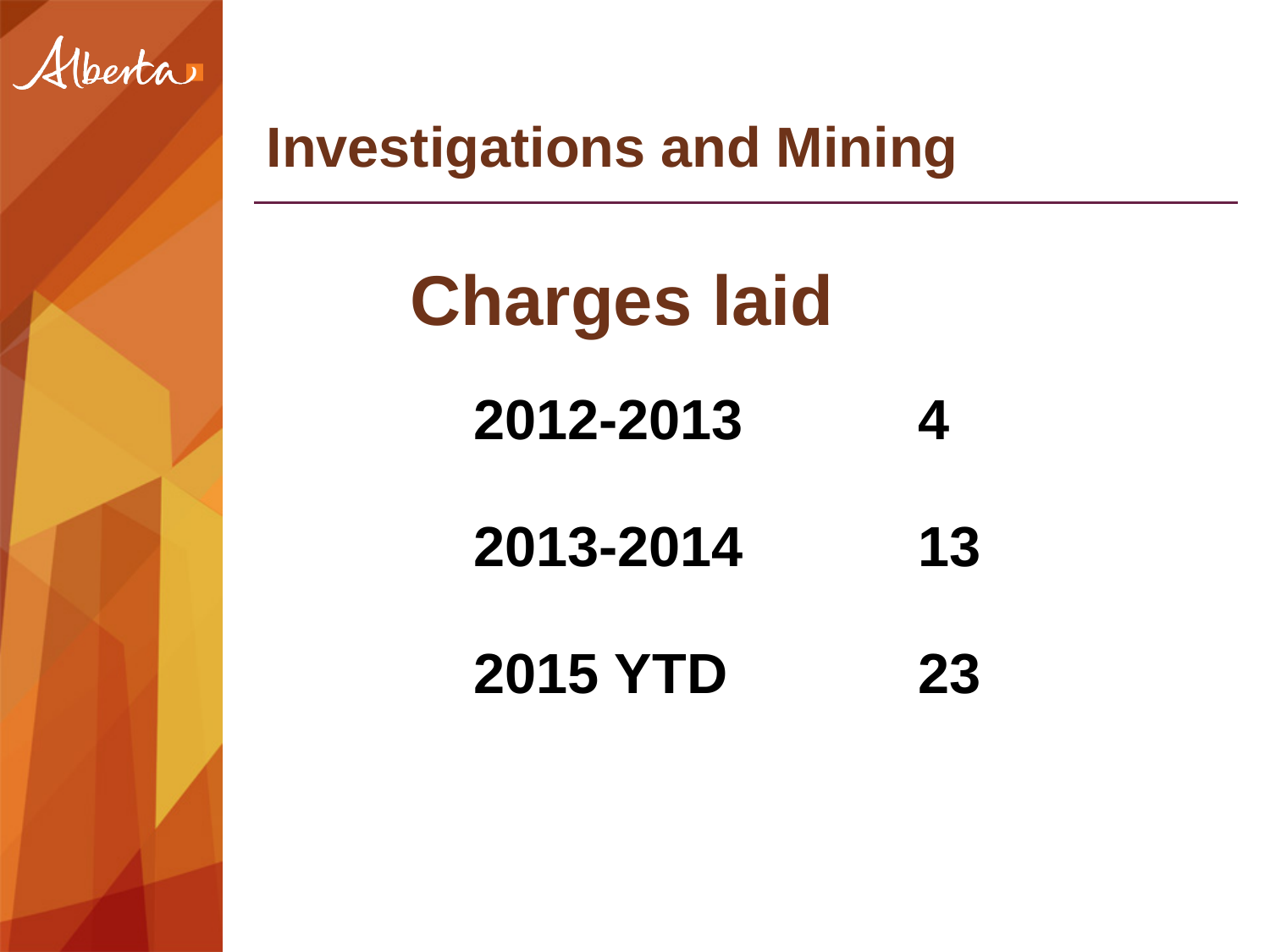# Investigations and Mining

## Charges laid

| Period | Charges |
|---|---|
| 2012-2013 | 4 |
| 2013-2014 | 13 |
| 2015 YTD | 23 |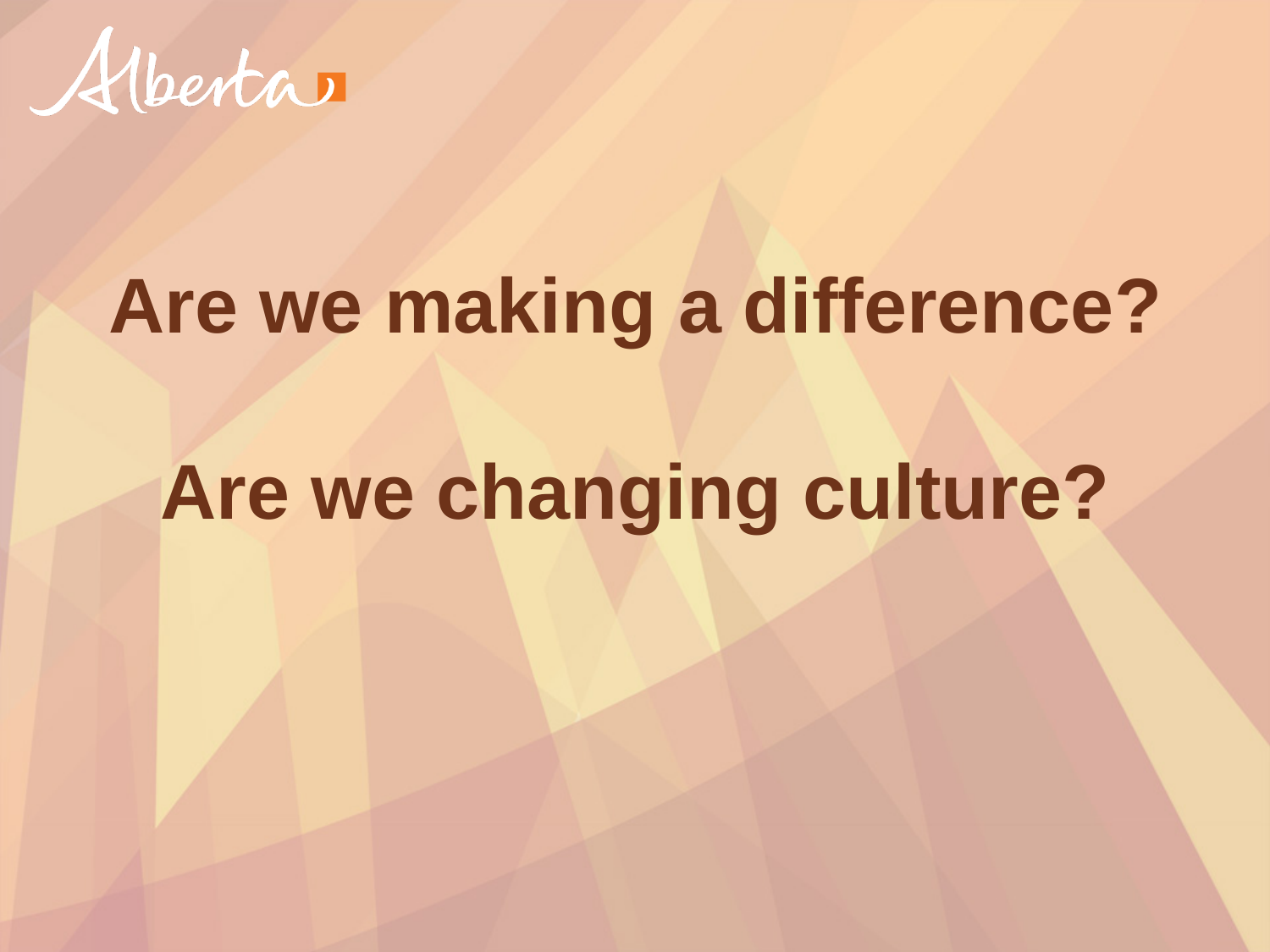# Are we making a difference?

# Are we changing culture?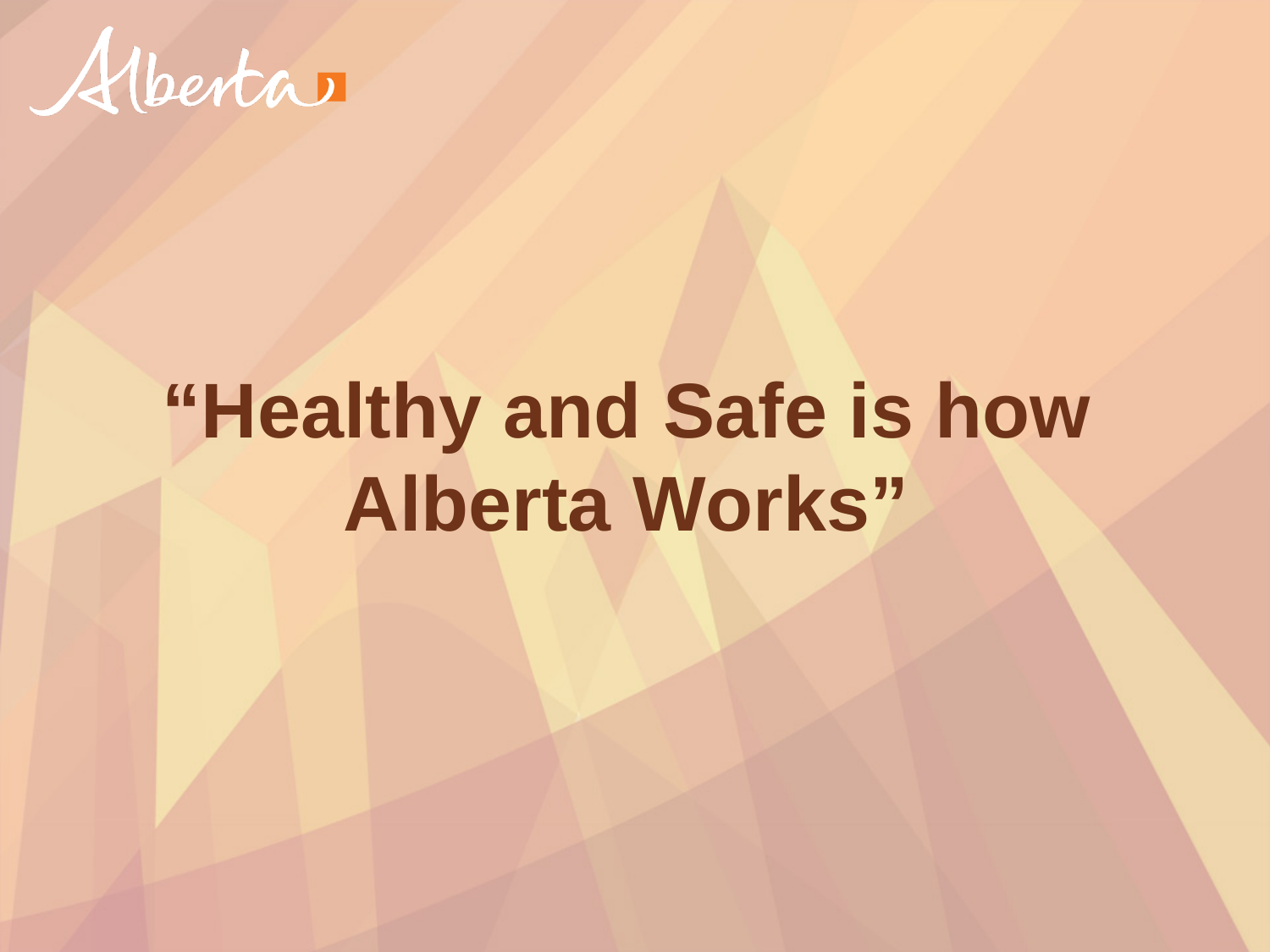# “Healthy and Safe is how Alberta Works”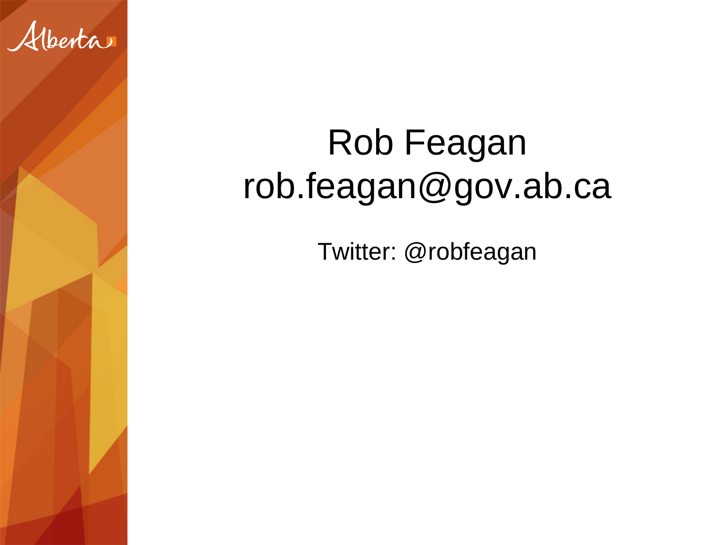Rob Feagan
rob.feagan@gov.ab.ca

Twitter: @robfeagan